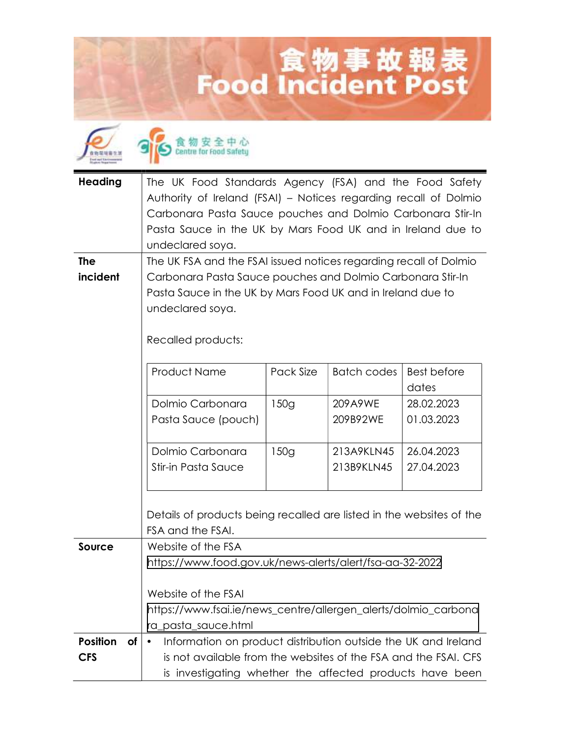# 食物事故報表
# Food Incident Post

食物安全中心 Centre for Food Safety

| | |
|---|---|
| **Heading** | The UK Food Standards Agency (FSA) and the Food Safety Authority of Ireland (FSAI) – Notices regarding recall of Dolmio Carbonara Pasta Sauce pouches and Dolmio Carbonara Stir-In Pasta Sauce in the UK by Mars Food UK and in Ireland due to undeclared soya. |
| **The incident** | The UK FSA and the FSAI issued notices regarding recall of Dolmio Carbonara Pasta Sauce pouches and Dolmio Carbonara Stir-In Pasta Sauce in the UK by Mars Food UK and in Ireland due to undeclared soya.<br><br>Recalled products:<br><br>(see table below)<br><br>Details of products being recalled are listed in the websites of the FSA and the FSAI. |
| **Source** | Website of the FSA<br>https://www.food.gov.uk/news-alerts/alert/fsa-aa-32-2022<br><br>Website of the FSAI<br>https://www.fsai.ie/news_centre/allergen_alerts/dolmio_carbonara_pasta_sauce.html |
| **Position of CFS** | • Information on product distribution outside the UK and Ireland is not available from the websites of the FSA and the FSAI. CFS is investigating whether the affected products have been |

Recalled products:

| Product Name | Pack Size | Batch codes | Best before dates |
|---|---|---|---|
| Dolmio Carbonara Pasta Sauce (pouch) | 150g | 209A9WE<br>209B92WE | 28.02.2023<br>01.03.2023 |
| Dolmio Carbonara Stir-in Pasta Sauce | 150g | 213A9KLN45<br>213B9KLN45 | 26.04.2023<br>27.04.2023 |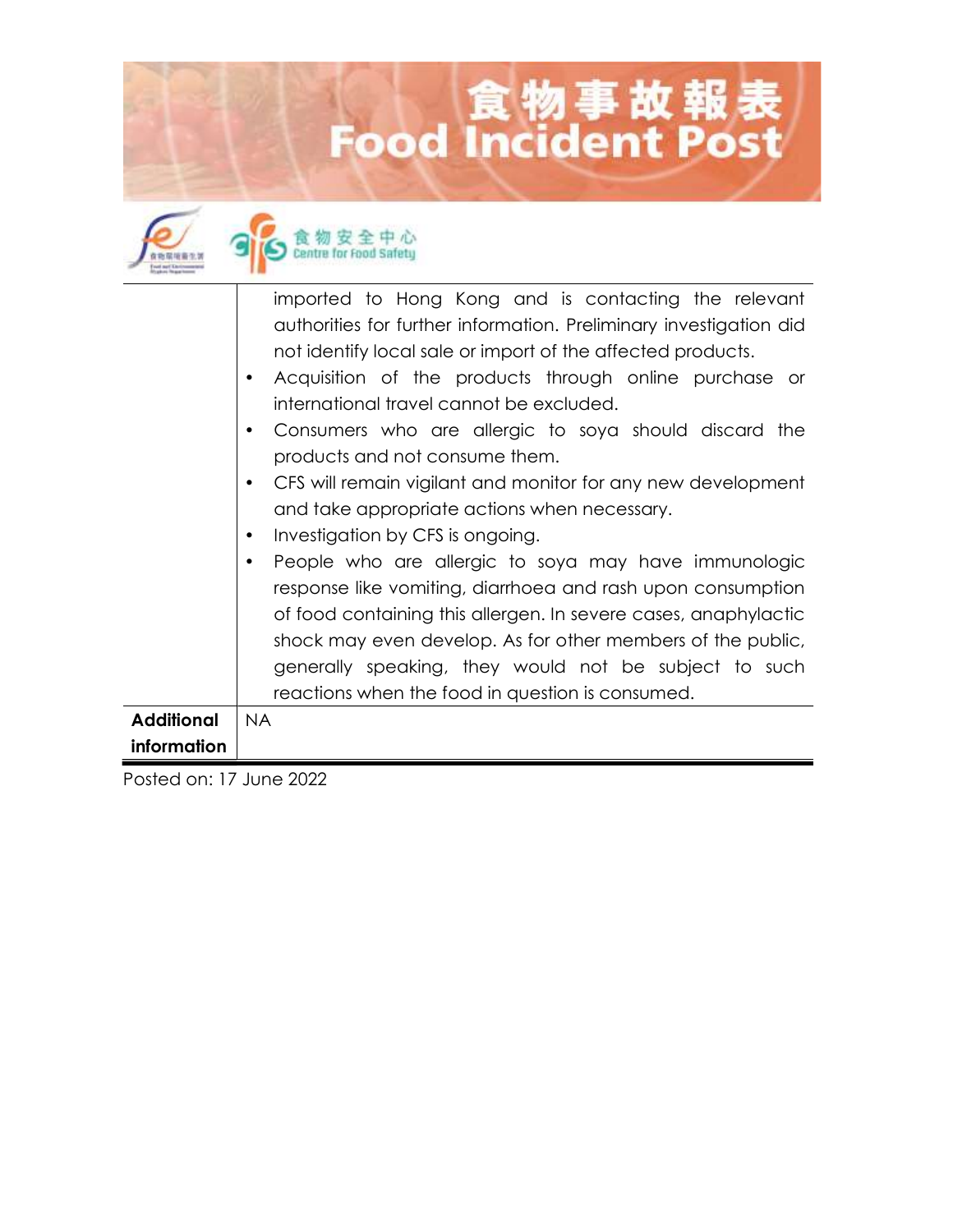| | |
|---|---|
| | imported to Hong Kong and is contacting the relevant authorities for further information. Preliminary investigation did not identify local sale or import of the affected products.<br>• Acquisition of the products through online purchase or international travel cannot be excluded.<br>• Consumers who are allergic to soya should discard the products and not consume them.<br>• CFS will remain vigilant and monitor for any new development and take appropriate actions when necessary.<br>• Investigation by CFS is ongoing.<br>• People who are allergic to soya may have immunologic response like vomiting, diarrhoea and rash upon consumption of food containing this allergen. In severe cases, anaphylactic shock may even develop. As for other members of the public, generally speaking, they would not be subject to such reactions when the food in question is consumed. |
| **Additional information** | NA |

Posted on: 17 June 2022